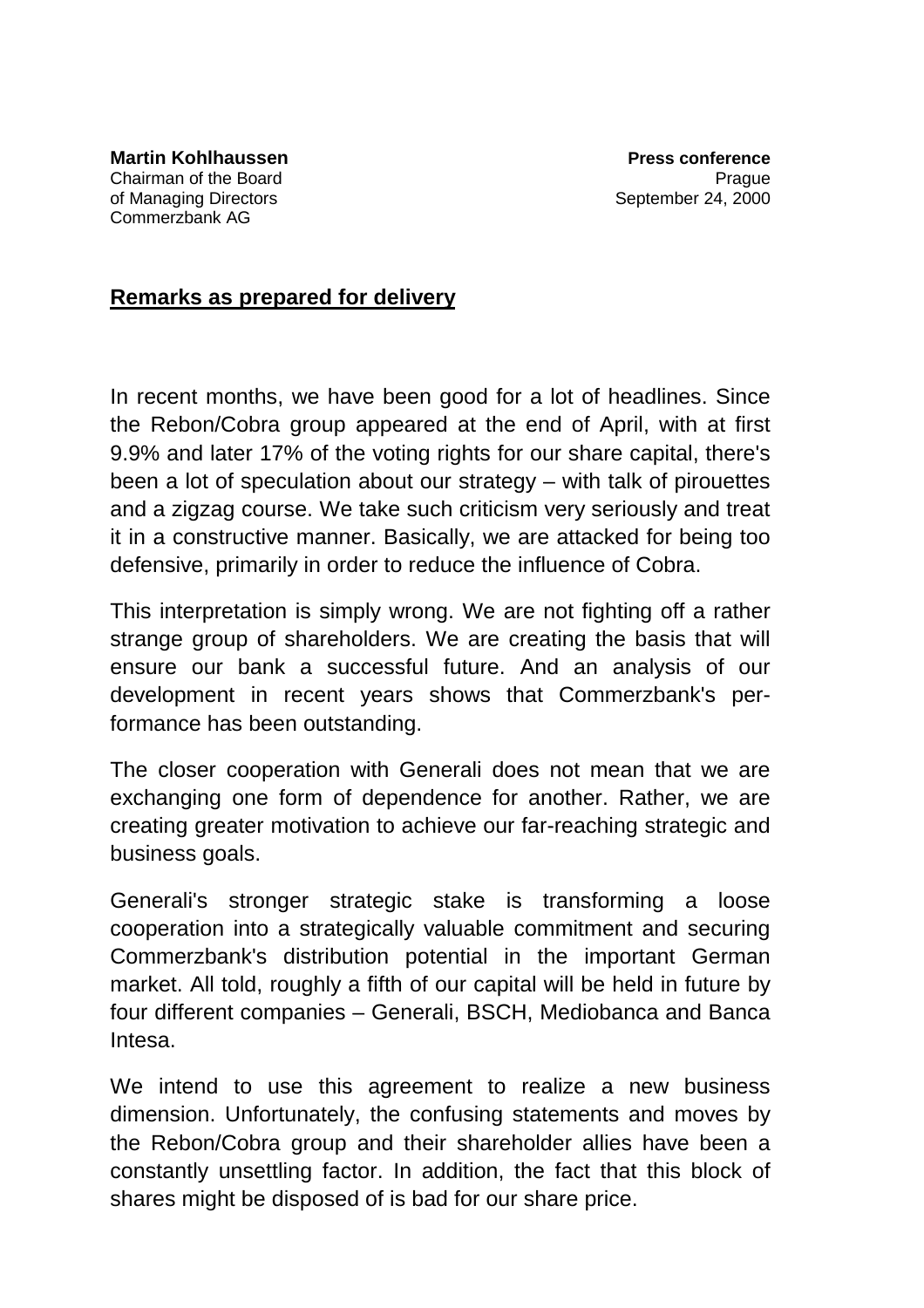**Martin Kohlhaussen**
Chairman of the Board
of Managing Directors
Commerzbank AG

**Press conference**
Prague
September 24, 2000

## Remarks as prepared for delivery

In recent months, we have been good for a lot of headlines. Since the Rebon/Cobra group appeared at the end of April, with at first 9.9% and later 17% of the voting rights for our share capital, there's been a lot of speculation about our strategy – with talk of pirouettes and a zigzag course. We take such criticism very seriously and treat it in a constructive manner. Basically, we are attacked for being too defensive, primarily in order to reduce the influence of Cobra.

This interpretation is simply wrong. We are not fighting off a rather strange group of shareholders. We are creating the basis that will ensure our bank a successful future. And an analysis of our development in recent years shows that Commerzbank's performance has been outstanding.

The closer cooperation with Generali does not mean that we are exchanging one form of dependence for another. Rather, we are creating greater motivation to achieve our far-reaching strategic and business goals.

Generali's stronger strategic stake is transforming a loose cooperation into a strategically valuable commitment and securing Commerzbank's distribution potential in the important German market. All told, roughly a fifth of our capital will be held in future by four different companies – Generali, BSCH, Mediobanca and Banca Intesa.

We intend to use this agreement to realize a new business dimension. Unfortunately, the confusing statements and moves by the Rebon/Cobra group and their shareholder allies have been a constantly unsettling factor. In addition, the fact that this block of shares might be disposed of is bad for our share price.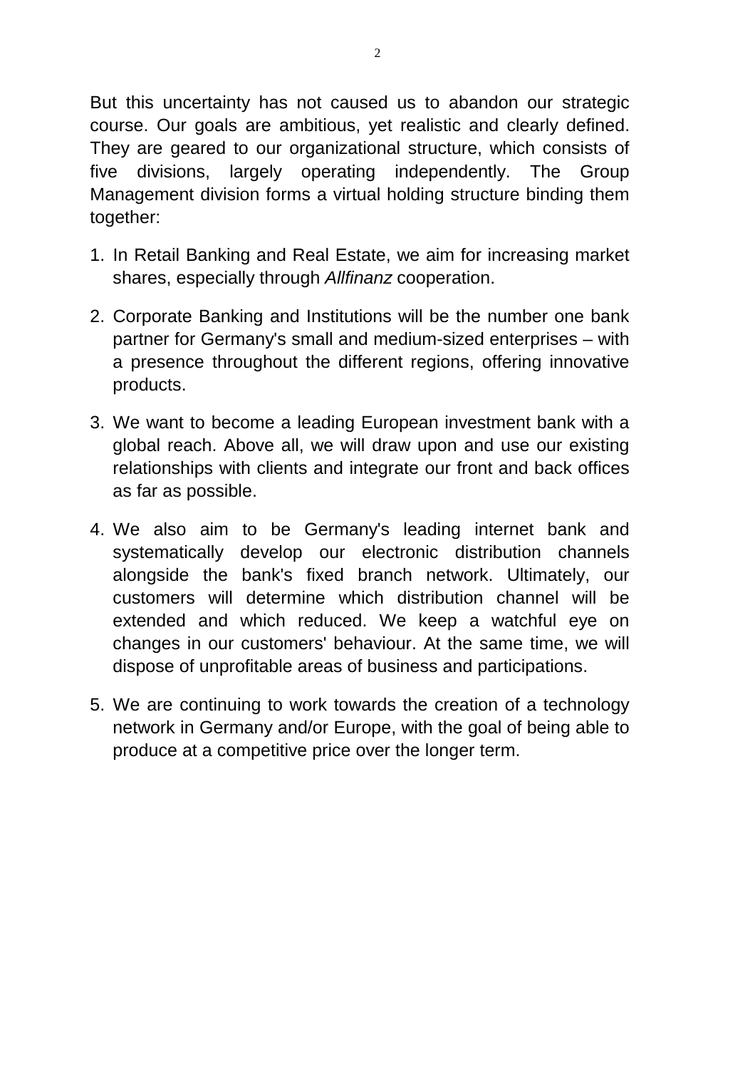But this uncertainty has not caused us to abandon our strategic course. Our goals are ambitious, yet realistic and clearly defined. They are geared to our organizational structure, which consists of five divisions, largely operating independently. The Group Management division forms a virtual holding structure binding them together:

1. In Retail Banking and Real Estate, we aim for increasing market shares, especially through *Allfinanz* cooperation.

2. Corporate Banking and Institutions will be the number one bank partner for Germany's small and medium-sized enterprises – with a presence throughout the different regions, offering innovative products.

3. We want to become a leading European investment bank with a global reach. Above all, we will draw upon and use our existing relationships with clients and integrate our front and back offices as far as possible.

4. We also aim to be Germany's leading internet bank and systematically develop our electronic distribution channels alongside the bank's fixed branch network. Ultimately, our customers will determine which distribution channel will be extended and which reduced. We keep a watchful eye on changes in our customers' behaviour. At the same time, we will dispose of unprofitable areas of business and participations.

5. We are continuing to work towards the creation of a technology network in Germany and/or Europe, with the goal of being able to produce at a competitive price over the longer term.